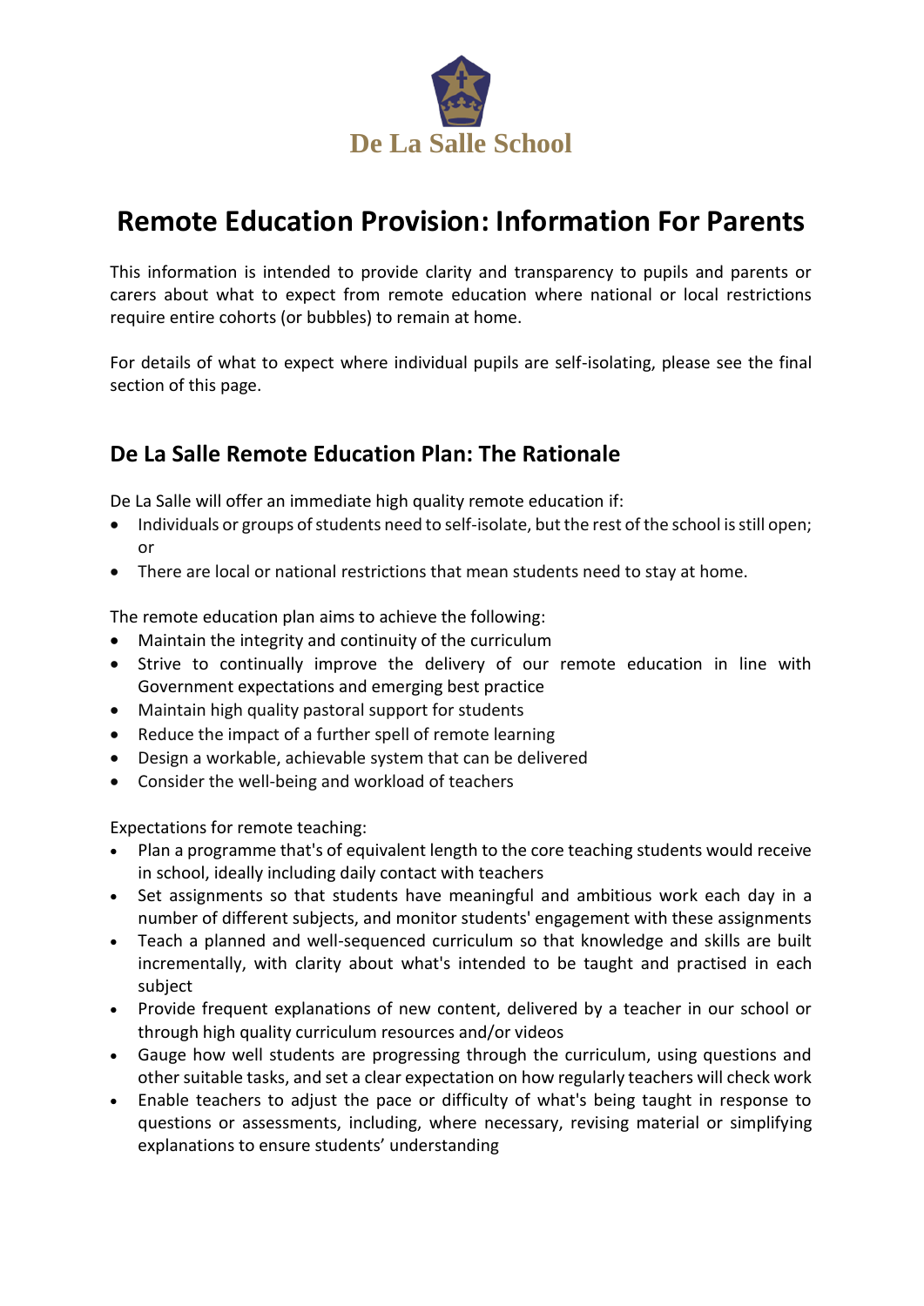De La Salle School

# Remote Education Provision: Information For Parents

This information is intended to provide clarity and transparency to pupils and parents or carers about what to expect from remote education where national or local restrictions require entire cohorts (or bubbles) to remain at home.

For details of what to expect where individual pupils are self-isolating, please see the final section of this page.

## De La Salle Remote Education Plan: The Rationale

De La Salle will offer an immediate high quality remote education if:

- Individuals or groups of students need to self-isolate, but the rest of the school is still open; or
- There are local or national restrictions that mean students need to stay at home.

The remote education plan aims to achieve the following:

- Maintain the integrity and continuity of the curriculum
- Strive to continually improve the delivery of our remote education in line with Government expectations and emerging best practice
- Maintain high quality pastoral support for students
- Reduce the impact of a further spell of remote learning
- Design a workable, achievable system that can be delivered
- Consider the well-being and workload of teachers

Expectations for remote teaching:

- Plan a programme that's of equivalent length to the core teaching students would receive in school, ideally including daily contact with teachers
- Set assignments so that students have meaningful and ambitious work each day in a number of different subjects, and monitor students' engagement with these assignments
- Teach a planned and well-sequenced curriculum so that knowledge and skills are built incrementally, with clarity about what's intended to be taught and practised in each subject
- Provide frequent explanations of new content, delivered by a teacher in our school or through high quality curriculum resources and/or videos
- Gauge how well students are progressing through the curriculum, using questions and other suitable tasks, and set a clear expectation on how regularly teachers will check work
- Enable teachers to adjust the pace or difficulty of what's being taught in response to questions or assessments, including, where necessary, revising material or simplifying explanations to ensure students' understanding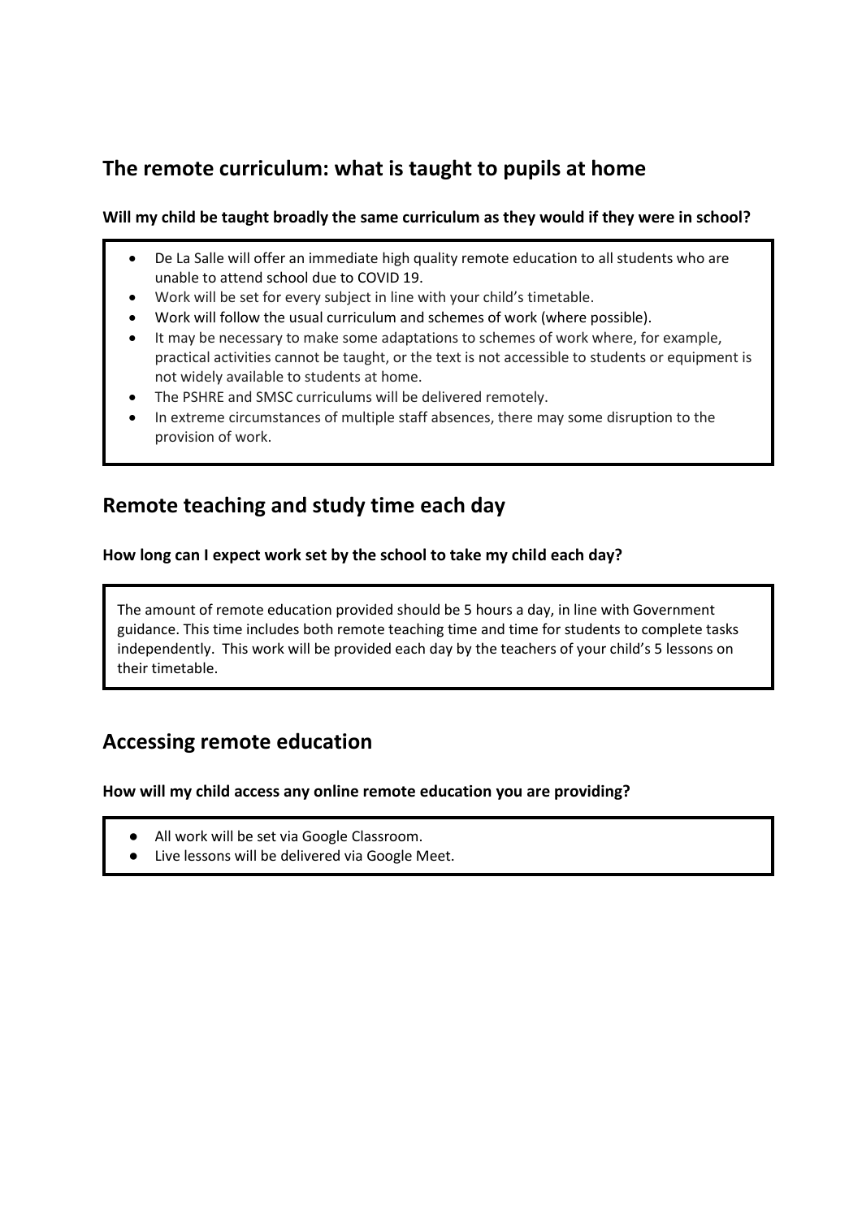## The remote curriculum: what is taught to pupils at home

**Will my child be taught broadly the same curriculum as they would if they were in school?**

- De La Salle will offer an immediate high quality remote education to all students who are unable to attend school due to COVID 19.
- Work will be set for every subject in line with your child's timetable.
- Work will follow the usual curriculum and schemes of work (where possible).
- It may be necessary to make some adaptations to schemes of work where, for example, practical activities cannot be taught, or the text is not accessible to students or equipment is not widely available to students at home.
- The PSHRE and SMSC curriculums will be delivered remotely.
- In extreme circumstances of multiple staff absences, there may some disruption to the provision of work.

## Remote teaching and study time each day

**How long can I expect work set by the school to take my child each day?**

The amount of remote education provided should be 5 hours a day, in line with Government guidance. This time includes both remote teaching time and time for students to complete tasks independently. This work will be provided each day by the teachers of your child's 5 lessons on their timetable.

## Accessing remote education

**How will my child access any online remote education you are providing?**

- All work will be set via Google Classroom.
- Live lessons will be delivered via Google Meet.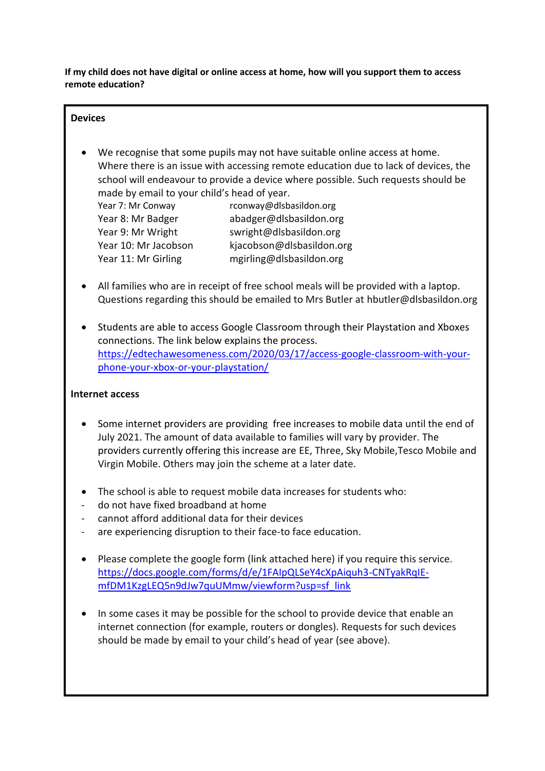**If my child does not have digital or online access at home, how will you support them to access remote education?**

**Devices**

- We recognise that some pupils may not have suitable online access at home. Where there is an issue with accessing remote education due to lack of devices, the school will endeavour to provide a device where possible. Such requests should be made by email to your child's head of year.

| | |
|---|---|
| Year 7: Mr Conway | rconway@dlsbasildon.org |
| Year 8: Mr Badger | abadger@dlsbasildon.org |
| Year 9: Mr Wright | swright@dlsbasildon.org |
| Year 10: Mr Jacobson | kjacobson@dlsbasildon.org |
| Year 11: Mr Girling | mgirling@dlsbasildon.org |

- All families who are in receipt of free school meals will be provided with a laptop. Questions regarding this should be emailed to Mrs Butler at hbutler@dlsbasildon.org

- Students are able to access Google Classroom through their Playstation and Xboxes connections. The link below explains the process. https://edtechawesomeness.com/2020/03/17/access-google-classroom-with-your-phone-your-xbox-or-your-playstation/

**Internet access**

- Some internet providers are providing free increases to mobile data until the end of July 2021. The amount of data available to families will vary by provider. The providers currently offering this increase are EE, Three, Sky Mobile,Tesco Mobile and Virgin Mobile. Others may join the scheme at a later date.

- The school is able to request mobile data increases for students who:
  - do not have fixed broadband at home
  - cannot afford additional data for their devices
  - are experiencing disruption to their face-to face education.

- Please complete the google form (link attached here) if you require this service. https://docs.google.com/forms/d/e/1FAIpQLSeY4cXpAiquh3-CNTyakRqIE-mfDM1KzgLEQ5n9dJw7quUMmw/viewform?usp=sf_link

- In some cases it may be possible for the school to provide device that enable an internet connection (for example, routers or dongles). Requests for such devices should be made by email to your child's head of year (see above).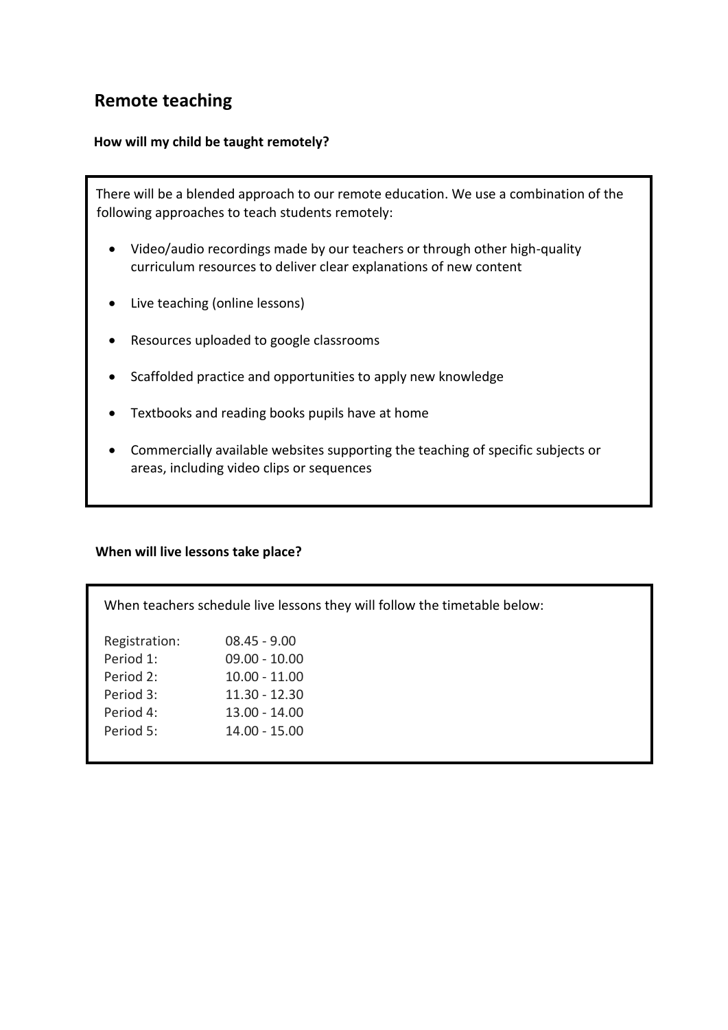## Remote teaching

**How will my child be taught remotely?**

There will be a blended approach to our remote education. We use a combination of the following approaches to teach students remotely:

- Video/audio recordings made by our teachers or through other high-quality curriculum resources to deliver clear explanations of new content
- Live teaching (online lessons)
- Resources uploaded to google classrooms
- Scaffolded practice and opportunities to apply new knowledge
- Textbooks and reading books pupils have at home
- Commercially available websites supporting the teaching of specific subjects or areas, including video clips or sequences

**When will live lessons take place?**

When teachers schedule live lessons they will follow the timetable below:

| | |
|---|---|
| Registration: | 08.45 - 9.00 |
| Period 1: | 09.00 - 10.00 |
| Period 2: | 10.00 - 11.00 |
| Period 3: | 11.30 - 12.30 |
| Period 4: | 13.00 - 14.00 |
| Period 5: | 14.00 - 15.00 |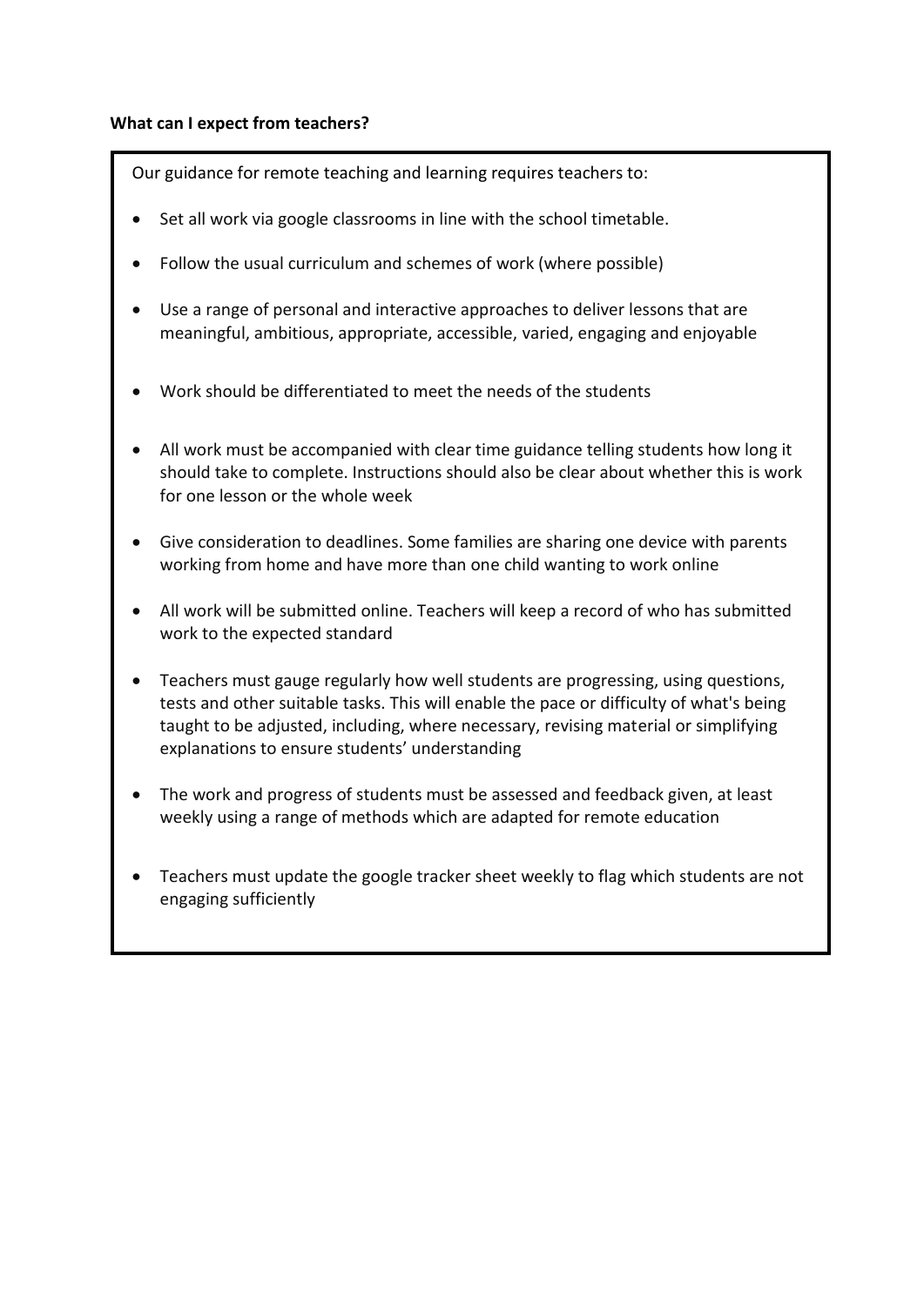**What can I expect from teachers?**

Our guidance for remote teaching and learning requires teachers to:

- Set all work via google classrooms in line with the school timetable.
- Follow the usual curriculum and schemes of work (where possible)
- Use a range of personal and interactive approaches to deliver lessons that are meaningful, ambitious, appropriate, accessible, varied, engaging and enjoyable
- Work should be differentiated to meet the needs of the students
- All work must be accompanied with clear time guidance telling students how long it should take to complete. Instructions should also be clear about whether this is work for one lesson or the whole week
- Give consideration to deadlines. Some families are sharing one device with parents working from home and have more than one child wanting to work online
- All work will be submitted online. Teachers will keep a record of who has submitted work to the expected standard
- Teachers must gauge regularly how well students are progressing, using questions, tests and other suitable tasks. This will enable the pace or difficulty of what's being taught to be adjusted, including, where necessary, revising material or simplifying explanations to ensure students' understanding
- The work and progress of students must be assessed and feedback given, at least weekly using a range of methods which are adapted for remote education
- Teachers must update the google tracker sheet weekly to flag which students are not engaging sufficiently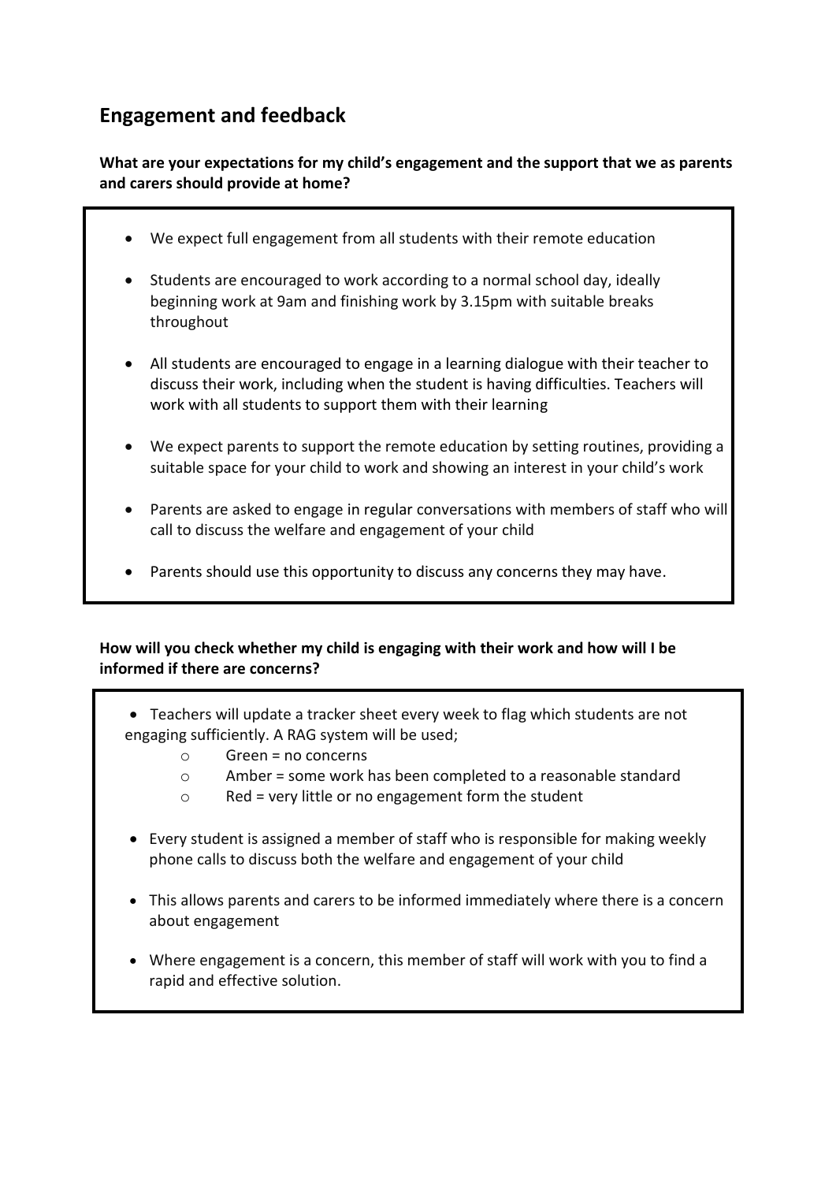## Engagement and feedback

**What are your expectations for my child's engagement and the support that we as parents and carers should provide at home?**

- We expect full engagement from all students with their remote education
- Students are encouraged to work according to a normal school day, ideally beginning work at 9am and finishing work by 3.15pm with suitable breaks throughout
- All students are encouraged to engage in a learning dialogue with their teacher to discuss their work, including when the student is having difficulties. Teachers will work with all students to support them with their learning
- We expect parents to support the remote education by setting routines, providing a suitable space for your child to work and showing an interest in your child's work
- Parents are asked to engage in regular conversations with members of staff who will call to discuss the welfare and engagement of your child
- Parents should use this opportunity to discuss any concerns they may have.

**How will you check whether my child is engaging with their work and how will I be informed if there are concerns?**

- Teachers will update a tracker sheet every week to flag which students are not engaging sufficiently. A RAG system will be used;
  - Green = no concerns
  - Amber = some work has been completed to a reasonable standard
  - Red = very little or no engagement form the student
- Every student is assigned a member of staff who is responsible for making weekly phone calls to discuss both the welfare and engagement of your child
- This allows parents and carers to be informed immediately where there is a concern about engagement
- Where engagement is a concern, this member of staff will work with you to find a rapid and effective solution.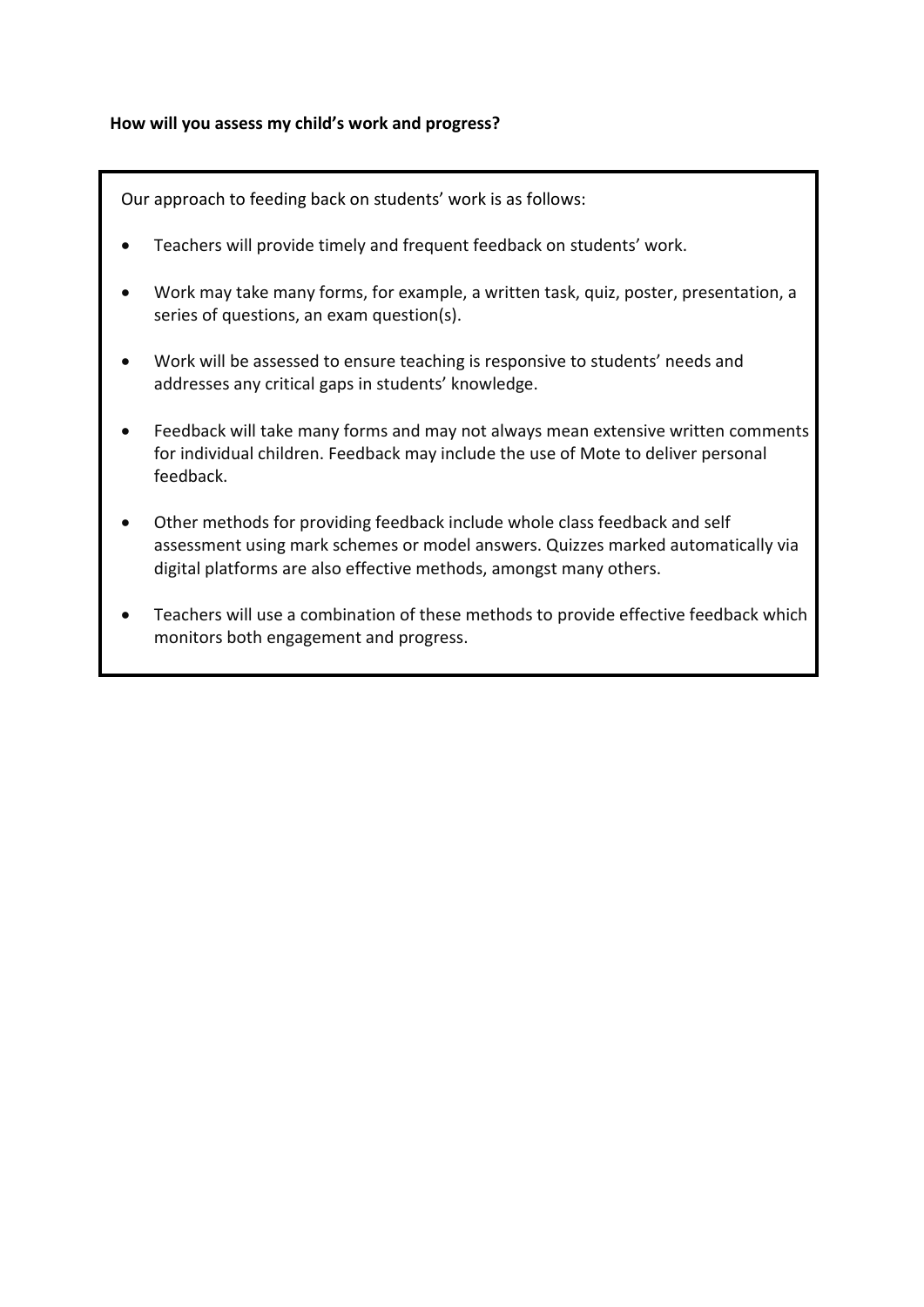**How will you assess my child's work and progress?**

Our approach to feeding back on students' work is as follows:

- Teachers will provide timely and frequent feedback on students' work.
- Work may take many forms, for example, a written task, quiz, poster, presentation, a series of questions, an exam question(s).
- Work will be assessed to ensure teaching is responsive to students' needs and addresses any critical gaps in students' knowledge.
- Feedback will take many forms and may not always mean extensive written comments for individual children. Feedback may include the use of Mote to deliver personal feedback.
- Other methods for providing feedback include whole class feedback and self assessment using mark schemes or model answers. Quizzes marked automatically via digital platforms are also effective methods, amongst many others.
- Teachers will use a combination of these methods to provide effective feedback which monitors both engagement and progress.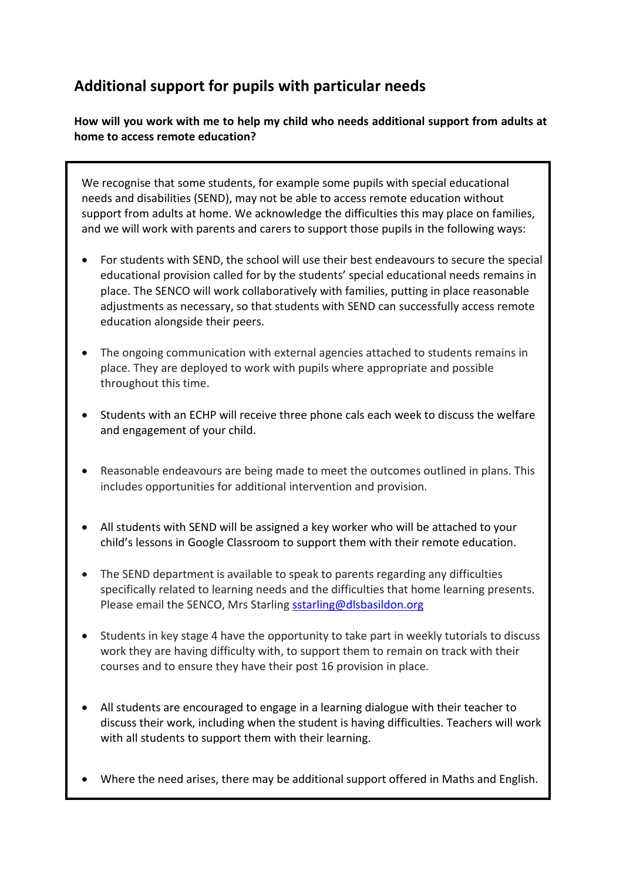## Additional support for pupils with particular needs

**How will you work with me to help my child who needs additional support from adults at home to access remote education?**

We recognise that some students, for example some pupils with special educational needs and disabilities (SEND), may not be able to access remote education without support from adults at home. We acknowledge the difficulties this may place on families, and we will work with parents and carers to support those pupils in the following ways:

- For students with SEND, the school will use their best endeavours to secure the special educational provision called for by the students' special educational needs remains in place. The SENCO will work collaboratively with families, putting in place reasonable adjustments as necessary, so that students with SEND can successfully access remote education alongside their peers.
- The ongoing communication with external agencies attached to students remains in place. They are deployed to work with pupils where appropriate and possible throughout this time.
- Students with an ECHP will receive three phone cals each week to discuss the welfare and engagement of your child.
- Reasonable endeavours are being made to meet the outcomes outlined in plans. This includes opportunities for additional intervention and provision.
- All students with SEND will be assigned a key worker who will be attached to your child's lessons in Google Classroom to support them with their remote education.
- The SEND department is available to speak to parents regarding any difficulties specifically related to learning needs and the difficulties that home learning presents. Please email the SENCO, Mrs Starling sstarling@dlsbasildon.org
- Students in key stage 4 have the opportunity to take part in weekly tutorials to discuss work they are having difficulty with, to support them to remain on track with their courses and to ensure they have their post 16 provision in place.
- All students are encouraged to engage in a learning dialogue with their teacher to discuss their work, including when the student is having difficulties. Teachers will work with all students to support them with their learning.
- Where the need arises, there may be additional support offered in Maths and English.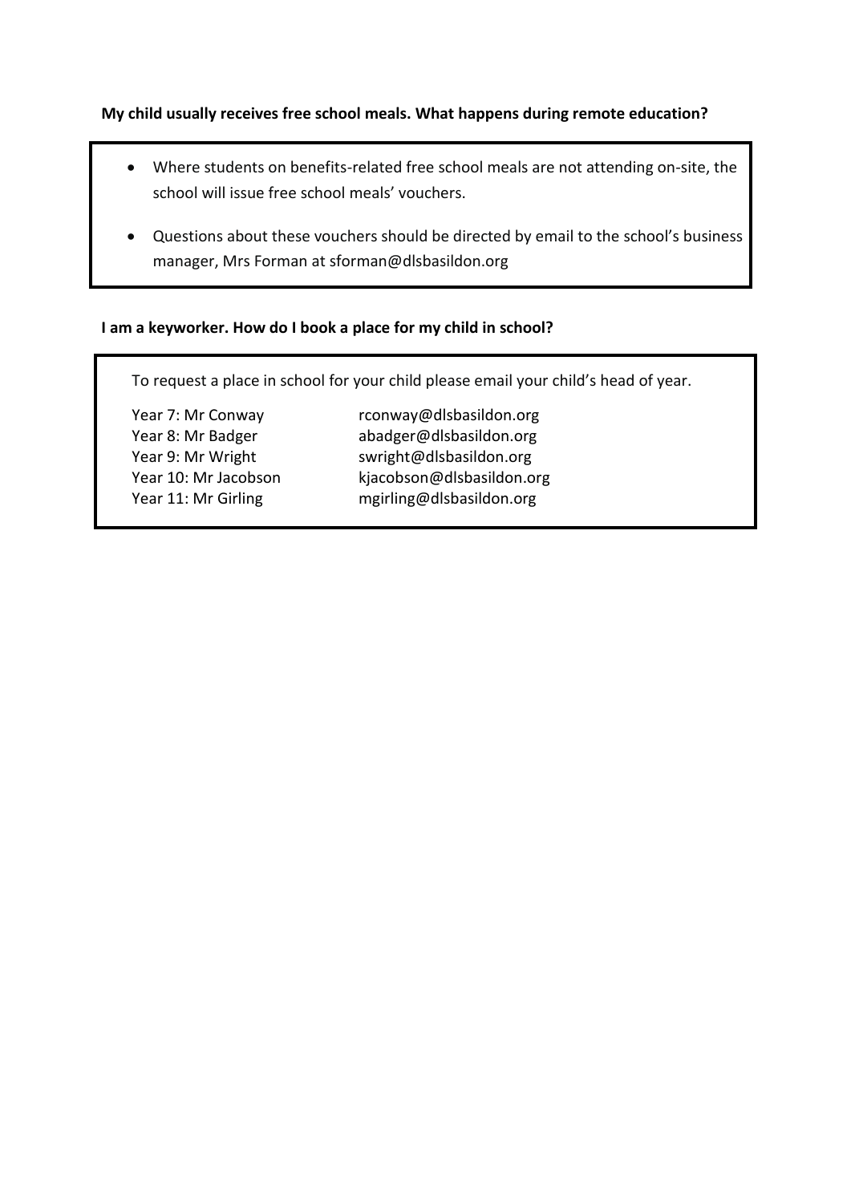**My child usually receives free school meals. What happens during remote education?**

- Where students on benefits-related free school meals are not attending on-site, the school will issue free school meals' vouchers.
- Questions about these vouchers should be directed by email to the school's business manager, Mrs Forman at sforman@dlsbasildon.org

**I am a keyworker. How do I book a place for my child in school?**

To request a place in school for your child please email your child's head of year.

| | |
|---|---|
| Year 7: Mr Conway | rconway@dlsbasildon.org |
| Year 8: Mr Badger | abadger@dlsbasildon.org |
| Year 9: Mr Wright | swright@dlsbasildon.org |
| Year 10: Mr Jacobson | kjacobson@dlsbasildon.org |
| Year 11: Mr Girling | mgirling@dlsbasildon.org |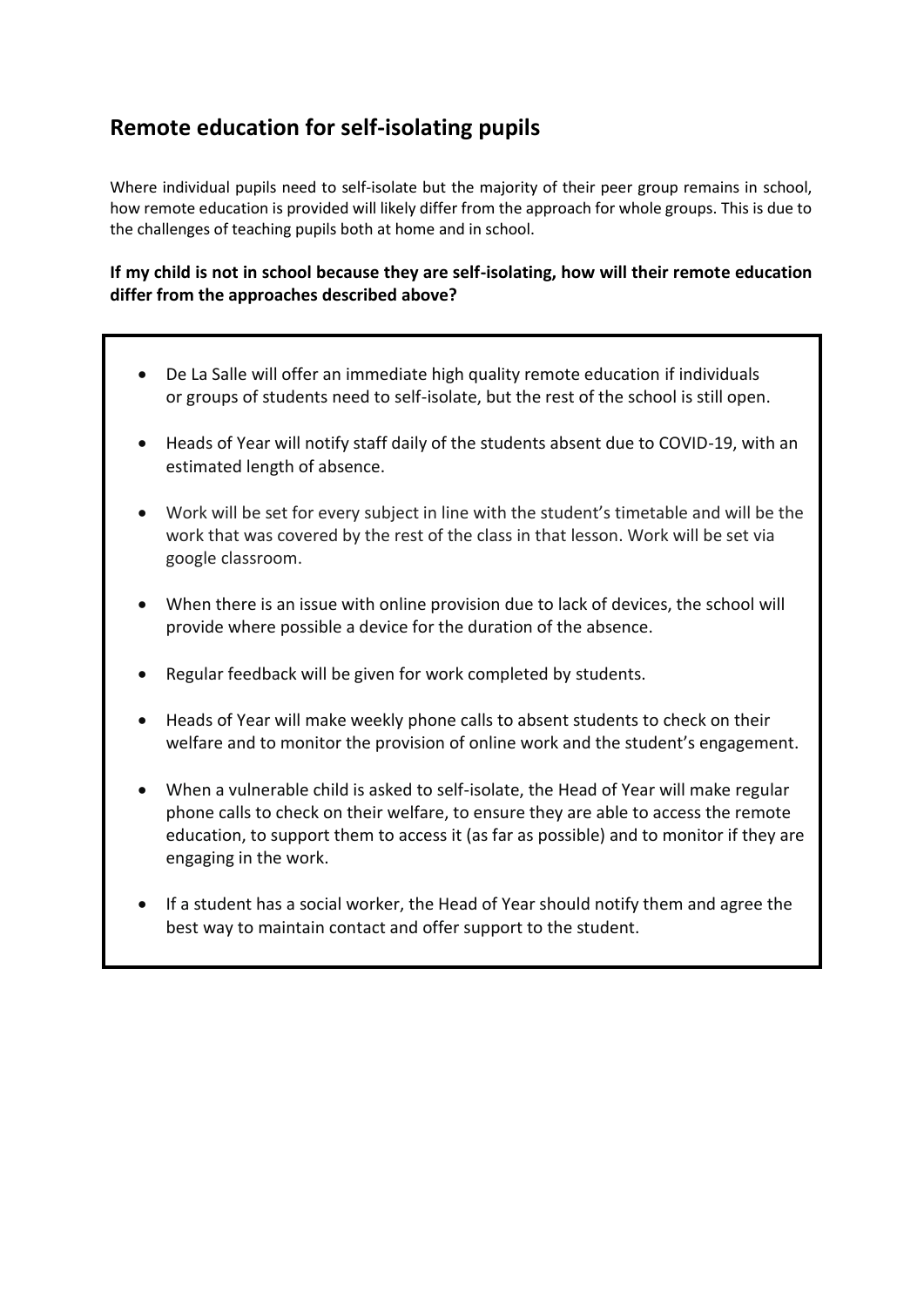## Remote education for self-isolating pupils

Where individual pupils need to self-isolate but the majority of their peer group remains in school, how remote education is provided will likely differ from the approach for whole groups. This is due to the challenges of teaching pupils both at home and in school.

**If my child is not in school because they are self-isolating, how will their remote education differ from the approaches described above?**

- De La Salle will offer an immediate high quality remote education if individuals or groups of students need to self-isolate, but the rest of the school is still open.
- Heads of Year will notify staff daily of the students absent due to COVID-19, with an estimated length of absence.
- Work will be set for every subject in line with the student's timetable and will be the work that was covered by the rest of the class in that lesson. Work will be set via google classroom.
- When there is an issue with online provision due to lack of devices, the school will provide where possible a device for the duration of the absence.
- Regular feedback will be given for work completed by students.
- Heads of Year will make weekly phone calls to absent students to check on their welfare and to monitor the provision of online work and the student's engagement.
- When a vulnerable child is asked to self-isolate, the Head of Year will make regular phone calls to check on their welfare, to ensure they are able to access the remote education, to support them to access it (as far as possible) and to monitor if they are engaging in the work.
- If a student has a social worker, the Head of Year should notify them and agree the best way to maintain contact and offer support to the student.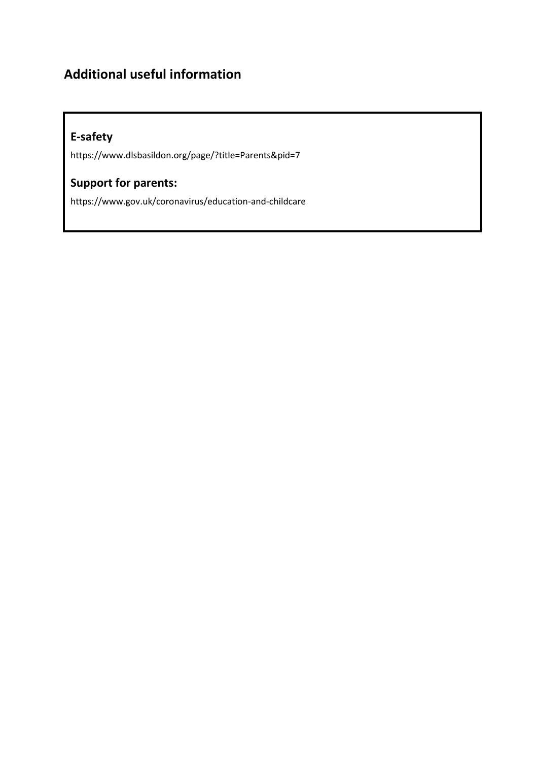## Additional useful information

### E-safety

https://www.dlsbasildon.org/page/?title=Parents&pid=7

### Support for parents:

https://www.gov.uk/coronavirus/education-and-childcare